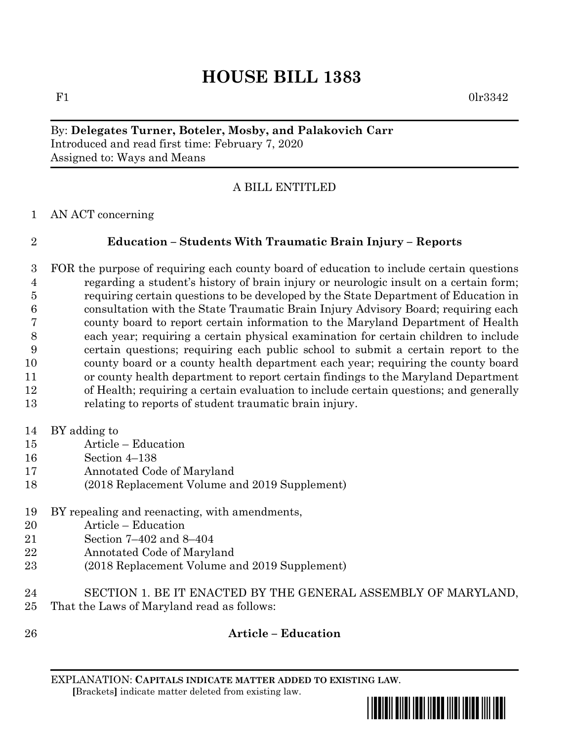# HOUSE BILL 1383

F1 0lr3342

By: **Delegates Turner, Boteler, Mosby, and Palakovich Carr**
Introduced and read first time: February 7, 2020
Assigned to: Ways and Means

A BILL ENTITLED

1 AN ACT concerning

2 **Education – Students With Traumatic Brain Injury – Reports**

3 FOR the purpose of requiring each county board of education to include certain questions
4 regarding a student's history of brain injury or neurologic insult on a certain form;
5 requiring certain questions to be developed by the State Department of Education in
6 consultation with the State Traumatic Brain Injury Advisory Board; requiring each
7 county board to report certain information to the Maryland Department of Health
8 each year; requiring a certain physical examination for certain children to include
9 certain questions; requiring each public school to submit a certain report to the
10 county board or a county health department each year; requiring the county board
11 or county health department to report certain findings to the Maryland Department
12 of Health; requiring a certain evaluation to include certain questions; and generally
13 relating to reports of student traumatic brain injury.

14 BY adding to
15 Article – Education
16 Section 4–138
17 Annotated Code of Maryland
18 (2018 Replacement Volume and 2019 Supplement)

19 BY repealing and reenacting, with amendments,
20 Article – Education
21 Section 7–402 and 8–404
22 Annotated Code of Maryland
23 (2018 Replacement Volume and 2019 Supplement)

24 SECTION 1. BE IT ENACTED BY THE GENERAL ASSEMBLY OF MARYLAND,
25 That the Laws of Maryland read as follows:

26 **Article – Education**

EXPLANATION: **CAPITALS INDICATE MATTER ADDED TO EXISTING LAW**.
**[**Brackets**]** indicate matter deleted from existing law.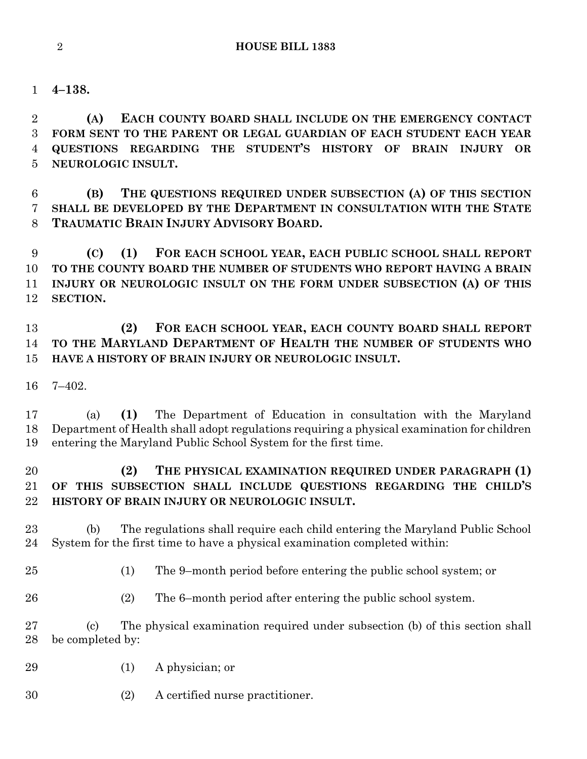**4–138.**

**(A) EACH COUNTY BOARD SHALL INCLUDE ON THE EMERGENCY CONTACT FORM SENT TO THE PARENT OR LEGAL GUARDIAN OF EACH STUDENT EACH YEAR QUESTIONS REGARDING THE STUDENT'S HISTORY OF BRAIN INJURY OR NEUROLOGIC INSULT.**

**(B) THE QUESTIONS REQUIRED UNDER SUBSECTION (A) OF THIS SECTION SHALL BE DEVELOPED BY THE DEPARTMENT IN CONSULTATION WITH THE STATE TRAUMATIC BRAIN INJURY ADVISORY BOARD.**

**(C) (1) FOR EACH SCHOOL YEAR, EACH PUBLIC SCHOOL SHALL REPORT TO THE COUNTY BOARD THE NUMBER OF STUDENTS WHO REPORT HAVING A BRAIN INJURY OR NEUROLOGIC INSULT ON THE FORM UNDER SUBSECTION (A) OF THIS SECTION.**

**(2) FOR EACH SCHOOL YEAR, EACH COUNTY BOARD SHALL REPORT TO THE MARYLAND DEPARTMENT OF HEALTH THE NUMBER OF STUDENTS WHO HAVE A HISTORY OF BRAIN INJURY OR NEUROLOGIC INSULT.**

7–402.

(a) **(1)** The Department of Education in consultation with the Maryland Department of Health shall adopt regulations requiring a physical examination for children entering the Maryland Public School System for the first time.

**(2) THE PHYSICAL EXAMINATION REQUIRED UNDER PARAGRAPH (1) OF THIS SUBSECTION SHALL INCLUDE QUESTIONS REGARDING THE CHILD'S HISTORY OF BRAIN INJURY OR NEUROLOGIC INSULT.**

(b) The regulations shall require each child entering the Maryland Public School System for the first time to have a physical examination completed within:

(1) The 9–month period before entering the public school system; or

(2) The 6–month period after entering the public school system.

(c) The physical examination required under subsection (b) of this section shall be completed by:

(1) A physician; or

(2) A certified nurse practitioner.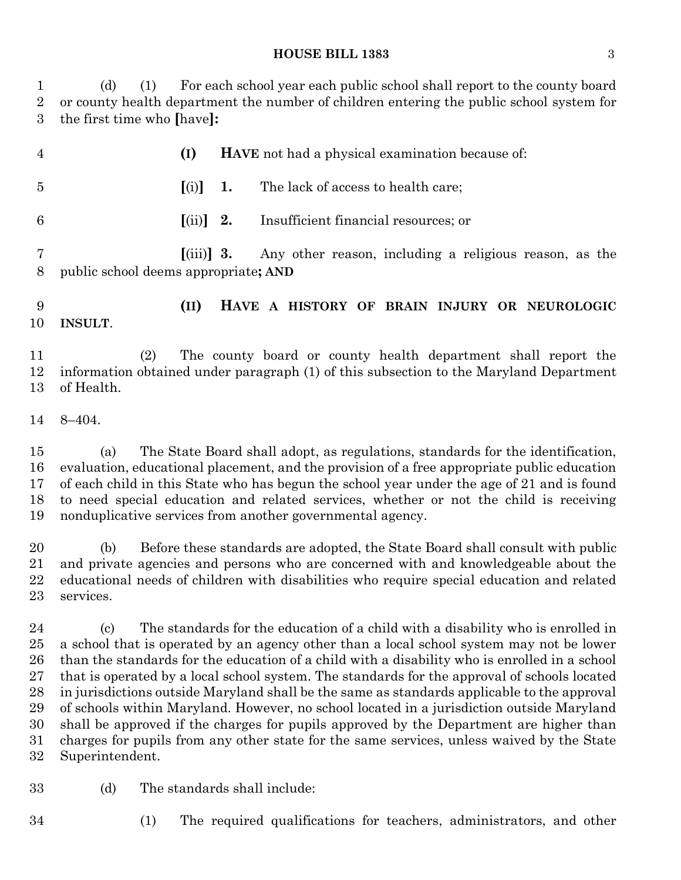(d) (1) For each school year each public school shall report to the county board or county health department the number of children entering the public school system for the first time who [have]**:**

**(I) HAVE** not had a physical examination because of:

[(i)] **1.** The lack of access to health care;

[(ii)] **2.** Insufficient financial resources; or

[(iii)] **3.** Any other reason, including a religious reason, as the public school deems appropriate**; AND**

**(II) HAVE A HISTORY OF BRAIN INJURY OR NEUROLOGIC INSULT**.

(2) The county board or county health department shall report the information obtained under paragraph (1) of this subsection to the Maryland Department of Health.

8–404.

(a) The State Board shall adopt, as regulations, standards for the identification, evaluation, educational placement, and the provision of a free appropriate public education of each child in this State who has begun the school year under the age of 21 and is found to need special education and related services, whether or not the child is receiving nonduplicative services from another governmental agency.

(b) Before these standards are adopted, the State Board shall consult with public and private agencies and persons who are concerned with and knowledgeable about the educational needs of children with disabilities who require special education and related services.

(c) The standards for the education of a child with a disability who is enrolled in a school that is operated by an agency other than a local school system may not be lower than the standards for the education of a child with a disability who is enrolled in a school that is operated by a local school system. The standards for the approval of schools located in jurisdictions outside Maryland shall be the same as standards applicable to the approval of schools within Maryland. However, no school located in a jurisdiction outside Maryland shall be approved if the charges for pupils approved by the Department are higher than charges for pupils from any other state for the same services, unless waived by the State Superintendent.

(d) The standards shall include:

(1) The required qualifications for teachers, administrators, and other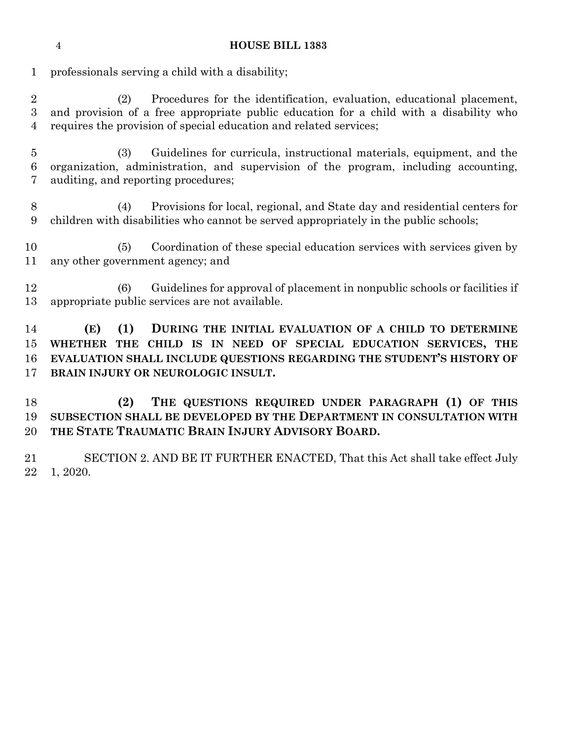professionals serving a child with a disability;

(2) Procedures for the identification, evaluation, educational placement, and provision of a free appropriate public education for a child with a disability who requires the provision of special education and related services;

(3) Guidelines for curricula, instructional materials, equipment, and the organization, administration, and supervision of the program, including accounting, auditing, and reporting procedures;

(4) Provisions for local, regional, and State day and residential centers for children with disabilities who cannot be served appropriately in the public schools;

(5) Coordination of these special education services with services given by any other government agency; and

(6) Guidelines for approval of placement in nonpublic schools or facilities if appropriate public services are not available.

**(E) (1) DURING THE INITIAL EVALUATION OF A CHILD TO DETERMINE WHETHER THE CHILD IS IN NEED OF SPECIAL EDUCATION SERVICES, THE EVALUATION SHALL INCLUDE QUESTIONS REGARDING THE STUDENT'S HISTORY OF BRAIN INJURY OR NEUROLOGIC INSULT.**

**(2) THE QUESTIONS REQUIRED UNDER PARAGRAPH (1) OF THIS SUBSECTION SHALL BE DEVELOPED BY THE DEPARTMENT IN CONSULTATION WITH THE STATE TRAUMATIC BRAIN INJURY ADVISORY BOARD.**

SECTION 2. AND BE IT FURTHER ENACTED, That this Act shall take effect July 1, 2020.